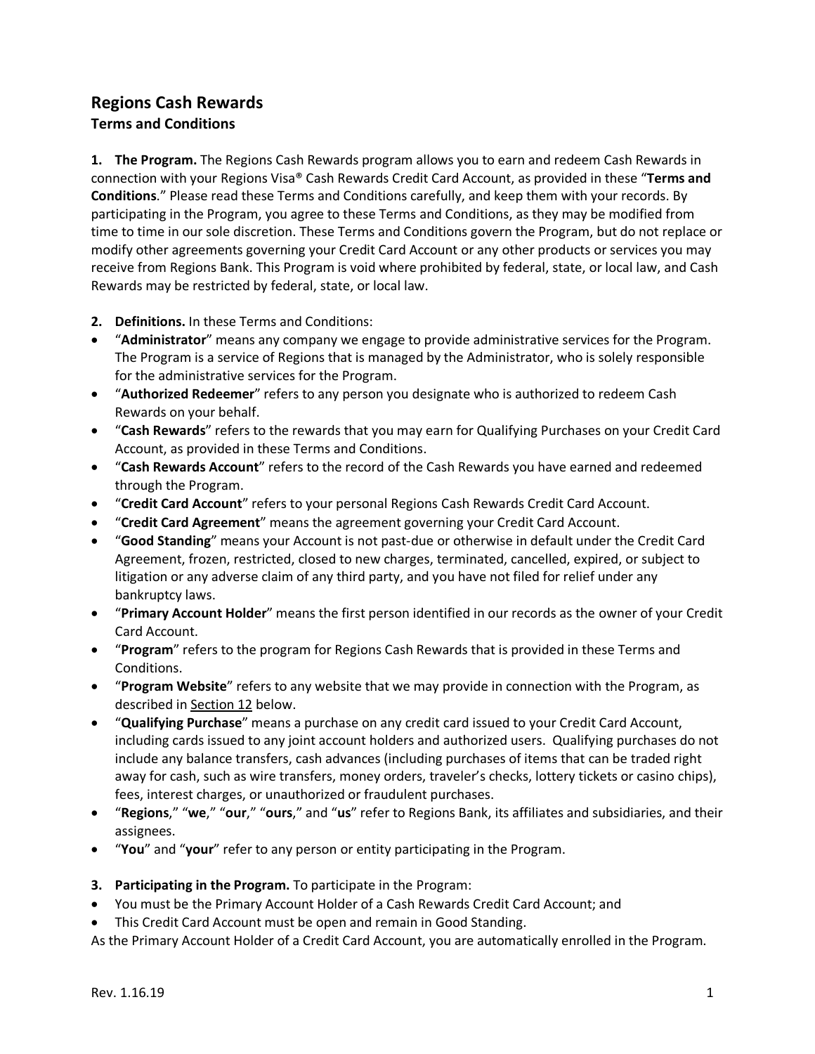# Regions Cash Rewards

## Terms and Conditions

**1. The Program.** The Regions Cash Rewards program allows you to earn and redeem Cash Rewards in connection with your Regions Visa® Cash Rewards Credit Card Account, as provided in these "**Terms and Conditions**." Please read these Terms and Conditions carefully, and keep them with your records. By participating in the Program, you agree to these Terms and Conditions, as they may be modified from time to time in our sole discretion. These Terms and Conditions govern the Program, but do not replace or modify other agreements governing your Credit Card Account or any other products or services you may receive from Regions Bank. This Program is void where prohibited by federal, state, or local law, and Cash Rewards may be restricted by federal, state, or local law.

**2. Definitions.** In these Terms and Conditions:

- "**Administrator**" means any company we engage to provide administrative services for the Program. The Program is a service of Regions that is managed by the Administrator, who is solely responsible for the administrative services for the Program.
- "**Authorized Redeemer**" refers to any person you designate who is authorized to redeem Cash Rewards on your behalf.
- "**Cash Rewards**" refers to the rewards that you may earn for Qualifying Purchases on your Credit Card Account, as provided in these Terms and Conditions.
- "**Cash Rewards Account**" refers to the record of the Cash Rewards you have earned and redeemed through the Program.
- "**Credit Card Account**" refers to your personal Regions Cash Rewards Credit Card Account.
- "**Credit Card Agreement**" means the agreement governing your Credit Card Account.
- "**Good Standing**" means your Account is not past-due or otherwise in default under the Credit Card Agreement, frozen, restricted, closed to new charges, terminated, cancelled, expired, or subject to litigation or any adverse claim of any third party, and you have not filed for relief under any bankruptcy laws.
- "**Primary Account Holder**" means the first person identified in our records as the owner of your Credit Card Account.
- "**Program**" refers to the program for Regions Cash Rewards that is provided in these Terms and Conditions.
- "**Program Website**" refers to any website that we may provide in connection with the Program, as described in Section 12 below.
- "**Qualifying Purchase**" means a purchase on any credit card issued to your Credit Card Account, including cards issued to any joint account holders and authorized users. Qualifying purchases do not include any balance transfers, cash advances (including purchases of items that can be traded right away for cash, such as wire transfers, money orders, traveler's checks, lottery tickets or casino chips), fees, interest charges, or unauthorized or fraudulent purchases.
- "**Regions**," "**we**," "**our**," "**ours**," and "**us**" refer to Regions Bank, its affiliates and subsidiaries, and their assignees.
- "**You**" and "**your**" refer to any person or entity participating in the Program.

**3. Participating in the Program.** To participate in the Program:

- You must be the Primary Account Holder of a Cash Rewards Credit Card Account; and
- This Credit Card Account must be open and remain in Good Standing.

As the Primary Account Holder of a Credit Card Account, you are automatically enrolled in the Program.

Rev. 1.16.19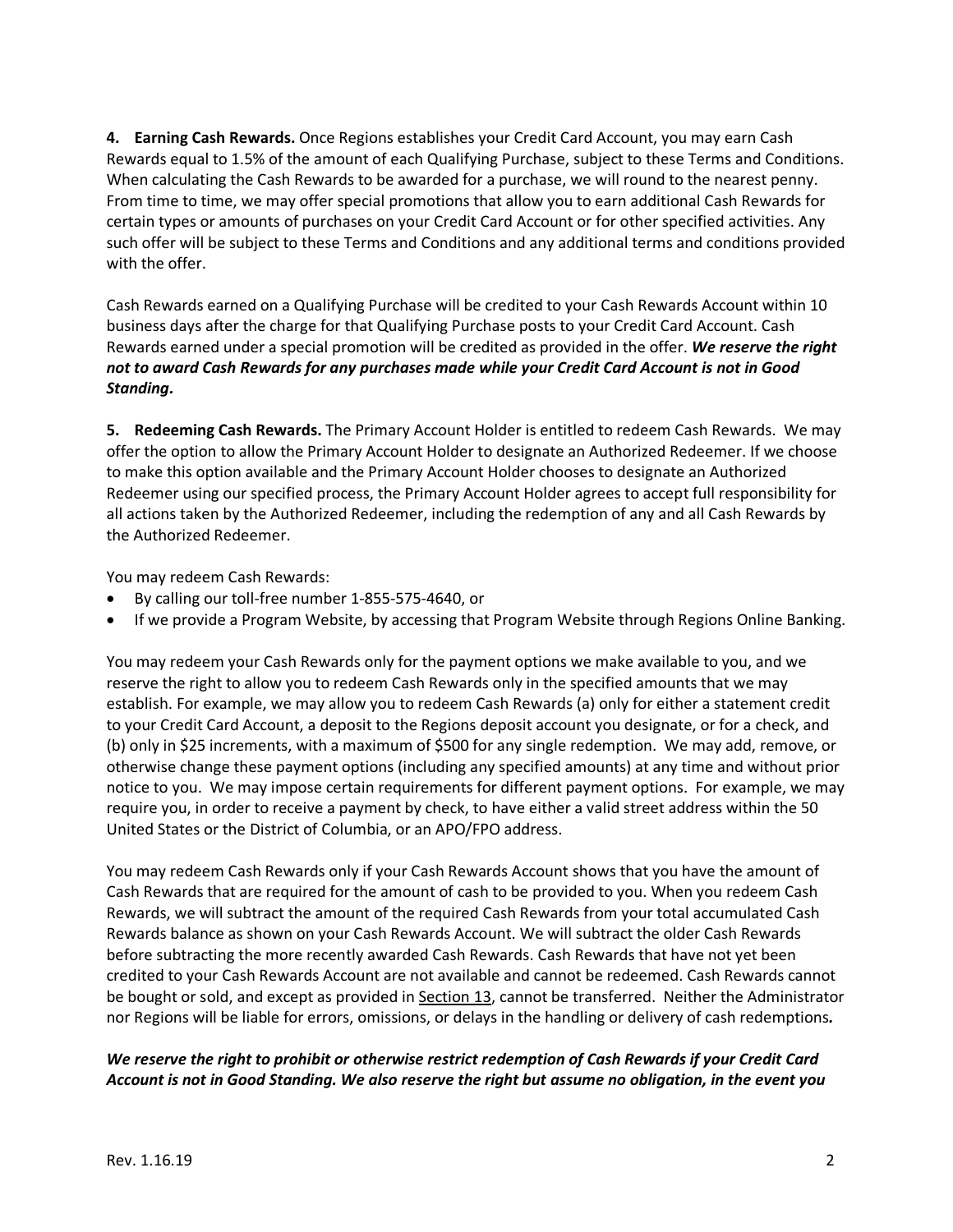**4. Earning Cash Rewards.** Once Regions establishes your Credit Card Account, you may earn Cash Rewards equal to 1.5% of the amount of each Qualifying Purchase, subject to these Terms and Conditions. When calculating the Cash Rewards to be awarded for a purchase, we will round to the nearest penny. From time to time, we may offer special promotions that allow you to earn additional Cash Rewards for certain types or amounts of purchases on your Credit Card Account or for other specified activities. Any such offer will be subject to these Terms and Conditions and any additional terms and conditions provided with the offer.

Cash Rewards earned on a Qualifying Purchase will be credited to your Cash Rewards Account within 10 business days after the charge for that Qualifying Purchase posts to your Credit Card Account. Cash Rewards earned under a special promotion will be credited as provided in the offer. ***We reserve the right not to award Cash Rewards for any purchases made while your Credit Card Account is not in Good Standing.***

**5. Redeeming Cash Rewards.** The Primary Account Holder is entitled to redeem Cash Rewards. We may offer the option to allow the Primary Account Holder to designate an Authorized Redeemer. If we choose to make this option available and the Primary Account Holder chooses to designate an Authorized Redeemer using our specified process, the Primary Account Holder agrees to accept full responsibility for all actions taken by the Authorized Redeemer, including the redemption of any and all Cash Rewards by the Authorized Redeemer.

You may redeem Cash Rewards:

- By calling our toll-free number 1-855-575-4640, or
- If we provide a Program Website, by accessing that Program Website through Regions Online Banking.

You may redeem your Cash Rewards only for the payment options we make available to you, and we reserve the right to allow you to redeem Cash Rewards only in the specified amounts that we may establish. For example, we may allow you to redeem Cash Rewards (a) only for either a statement credit to your Credit Card Account, a deposit to the Regions deposit account you designate, or for a check, and (b) only in $25 increments, with a maximum of $500 for any single redemption. We may add, remove, or otherwise change these payment options (including any specified amounts) at any time and without prior notice to you. We may impose certain requirements for different payment options. For example, we may require you, in order to receive a payment by check, to have either a valid street address within the 50 United States or the District of Columbia, or an APO/FPO address.

You may redeem Cash Rewards only if your Cash Rewards Account shows that you have the amount of Cash Rewards that are required for the amount of cash to be provided to you. When you redeem Cash Rewards, we will subtract the amount of the required Cash Rewards from your total accumulated Cash Rewards balance as shown on your Cash Rewards Account. We will subtract the older Cash Rewards before subtracting the more recently awarded Cash Rewards. Cash Rewards that have not yet been credited to your Cash Rewards Account are not available and cannot be redeemed. Cash Rewards cannot be bought or sold, and except as provided in Section 13, cannot be transferred. Neither the Administrator nor Regions will be liable for errors, omissions, or delays in the handling or delivery of cash redemptions***.***

***We reserve the right to prohibit or otherwise restrict redemption of Cash Rewards if your Credit Card Account is not in Good Standing. We also reserve the right but assume no obligation, in the event you***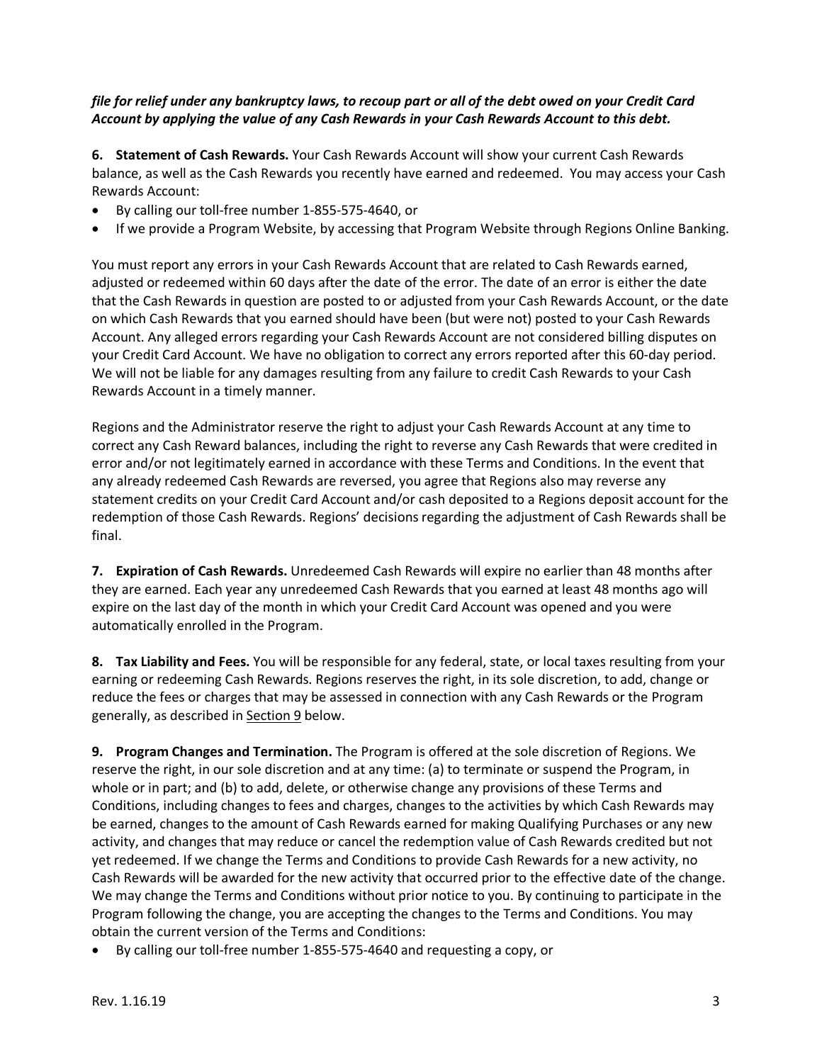***file for relief under any bankruptcy laws, to recoup part or all of the debt owed on your Credit Card Account by applying the value of any Cash Rewards in your Cash Rewards Account to this debt.***

**6. Statement of Cash Rewards.** Your Cash Rewards Account will show your current Cash Rewards balance, as well as the Cash Rewards you recently have earned and redeemed. You may access your Cash Rewards Account:

- By calling our toll-free number 1-855-575-4640, or
- If we provide a Program Website, by accessing that Program Website through Regions Online Banking.

You must report any errors in your Cash Rewards Account that are related to Cash Rewards earned, adjusted or redeemed within 60 days after the date of the error. The date of an error is either the date that the Cash Rewards in question are posted to or adjusted from your Cash Rewards Account, or the date on which Cash Rewards that you earned should have been (but were not) posted to your Cash Rewards Account. Any alleged errors regarding your Cash Rewards Account are not considered billing disputes on your Credit Card Account. We have no obligation to correct any errors reported after this 60-day period. We will not be liable for any damages resulting from any failure to credit Cash Rewards to your Cash Rewards Account in a timely manner.

Regions and the Administrator reserve the right to adjust your Cash Rewards Account at any time to correct any Cash Reward balances, including the right to reverse any Cash Rewards that were credited in error and/or not legitimately earned in accordance with these Terms and Conditions. In the event that any already redeemed Cash Rewards are reversed, you agree that Regions also may reverse any statement credits on your Credit Card Account and/or cash deposited to a Regions deposit account for the redemption of those Cash Rewards. Regions' decisions regarding the adjustment of Cash Rewards shall be final.

**7. Expiration of Cash Rewards.** Unredeemed Cash Rewards will expire no earlier than 48 months after they are earned. Each year any unredeemed Cash Rewards that you earned at least 48 months ago will expire on the last day of the month in which your Credit Card Account was opened and you were automatically enrolled in the Program.

**8. Tax Liability and Fees.** You will be responsible for any federal, state, or local taxes resulting from your earning or redeeming Cash Rewards. Regions reserves the right, in its sole discretion, to add, change or reduce the fees or charges that may be assessed in connection with any Cash Rewards or the Program generally, as described in Section 9 below.

**9. Program Changes and Termination.** The Program is offered at the sole discretion of Regions. We reserve the right, in our sole discretion and at any time: (a) to terminate or suspend the Program, in whole or in part; and (b) to add, delete, or otherwise change any provisions of these Terms and Conditions, including changes to fees and charges, changes to the activities by which Cash Rewards may be earned, changes to the amount of Cash Rewards earned for making Qualifying Purchases or any new activity, and changes that may reduce or cancel the redemption value of Cash Rewards credited but not yet redeemed. If we change the Terms and Conditions to provide Cash Rewards for a new activity, no Cash Rewards will be awarded for the new activity that occurred prior to the effective date of the change. We may change the Terms and Conditions without prior notice to you. By continuing to participate in the Program following the change, you are accepting the changes to the Terms and Conditions. You may obtain the current version of the Terms and Conditions:

- By calling our toll-free number 1-855-575-4640 and requesting a copy, or

Rev. 1.16.19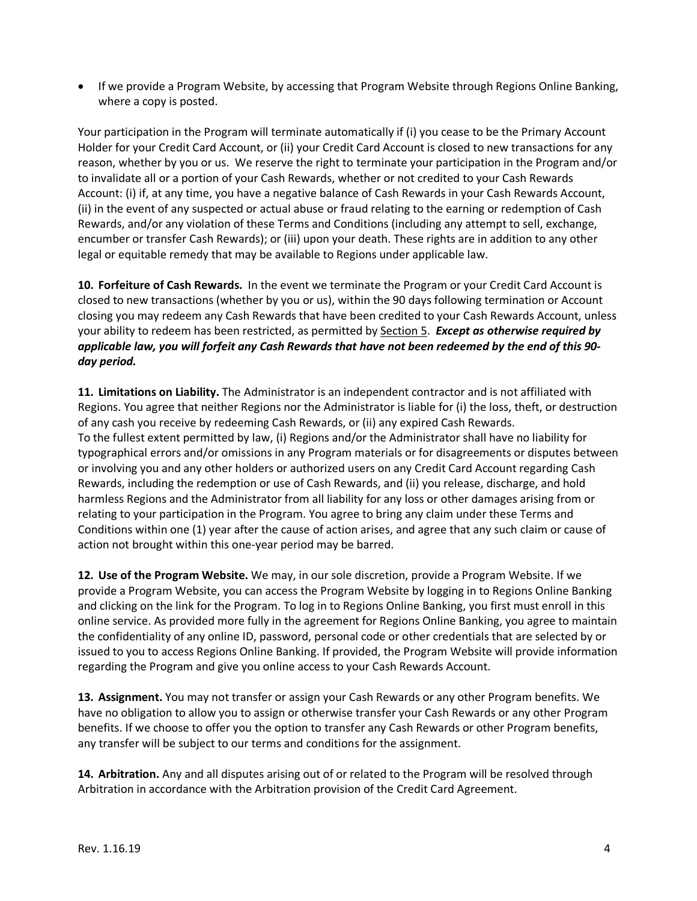- If we provide a Program Website, by accessing that Program Website through Regions Online Banking, where a copy is posted.

Your participation in the Program will terminate automatically if (i) you cease to be the Primary Account Holder for your Credit Card Account, or (ii) your Credit Card Account is closed to new transactions for any reason, whether by you or us. We reserve the right to terminate your participation in the Program and/or to invalidate all or a portion of your Cash Rewards, whether or not credited to your Cash Rewards Account: (i) if, at any time, you have a negative balance of Cash Rewards in your Cash Rewards Account, (ii) in the event of any suspected or actual abuse or fraud relating to the earning or redemption of Cash Rewards, and/or any violation of these Terms and Conditions (including any attempt to sell, exchange, encumber or transfer Cash Rewards); or (iii) upon your death. These rights are in addition to any other legal or equitable remedy that may be available to Regions under applicable law.

**10. Forfeiture of Cash Rewards.** In the event we terminate the Program or your Credit Card Account is closed to new transactions (whether by you or us), within the 90 days following termination or Account closing you may redeem any Cash Rewards that have been credited to your Cash Rewards Account, unless your ability to redeem has been restricted, as permitted by Section 5. ***Except as otherwise required by applicable law, you will forfeit any Cash Rewards that have not been redeemed by the end of this 90-day period.***

**11. Limitations on Liability.** The Administrator is an independent contractor and is not affiliated with Regions. You agree that neither Regions nor the Administrator is liable for (i) the loss, theft, or destruction of any cash you receive by redeeming Cash Rewards, or (ii) any expired Cash Rewards.
To the fullest extent permitted by law, (i) Regions and/or the Administrator shall have no liability for typographical errors and/or omissions in any Program materials or for disagreements or disputes between or involving you and any other holders or authorized users on any Credit Card Account regarding Cash Rewards, including the redemption or use of Cash Rewards, and (ii) you release, discharge, and hold harmless Regions and the Administrator from all liability for any loss or other damages arising from or relating to your participation in the Program. You agree to bring any claim under these Terms and Conditions within one (1) year after the cause of action arises, and agree that any such claim or cause of action not brought within this one-year period may be barred.

**12. Use of the Program Website.** We may, in our sole discretion, provide a Program Website. If we provide a Program Website, you can access the Program Website by logging in to Regions Online Banking and clicking on the link for the Program. To log in to Regions Online Banking, you first must enroll in this online service. As provided more fully in the agreement for Regions Online Banking, you agree to maintain the confidentiality of any online ID, password, personal code or other credentials that are selected by or issued to you to access Regions Online Banking. If provided, the Program Website will provide information regarding the Program and give you online access to your Cash Rewards Account.

**13. Assignment.** You may not transfer or assign your Cash Rewards or any other Program benefits. We have no obligation to allow you to assign or otherwise transfer your Cash Rewards or any other Program benefits. If we choose to offer you the option to transfer any Cash Rewards or other Program benefits, any transfer will be subject to our terms and conditions for the assignment.

**14. Arbitration.** Any and all disputes arising out of or related to the Program will be resolved through Arbitration in accordance with the Arbitration provision of the Credit Card Agreement.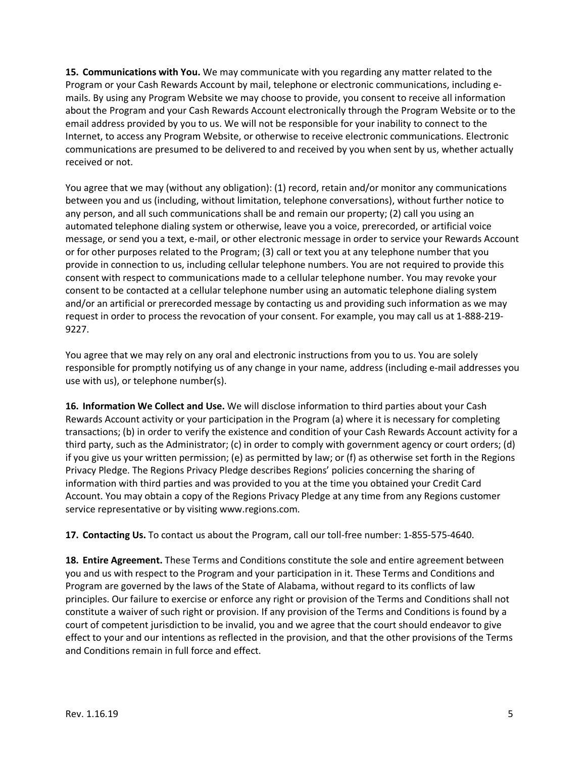**15. Communications with You.** We may communicate with you regarding any matter related to the Program or your Cash Rewards Account by mail, telephone or electronic communications, including e-mails. By using any Program Website we may choose to provide, you consent to receive all information about the Program and your Cash Rewards Account electronically through the Program Website or to the email address provided by you to us. We will not be responsible for your inability to connect to the Internet, to access any Program Website, or otherwise to receive electronic communications. Electronic communications are presumed to be delivered to and received by you when sent by us, whether actually received or not.

You agree that we may (without any obligation): (1) record, retain and/or monitor any communications between you and us (including, without limitation, telephone conversations), without further notice to any person, and all such communications shall be and remain our property; (2) call you using an automated telephone dialing system or otherwise, leave you a voice, prerecorded, or artificial voice message, or send you a text, e-mail, or other electronic message in order to service your Rewards Account or for other purposes related to the Program; (3) call or text you at any telephone number that you provide in connection to us, including cellular telephone numbers. You are not required to provide this consent with respect to communications made to a cellular telephone number. You may revoke your consent to be contacted at a cellular telephone number using an automatic telephone dialing system and/or an artificial or prerecorded message by contacting us and providing such information as we may request in order to process the revocation of your consent. For example, you may call us at 1-888-219-9227.

You agree that we may rely on any oral and electronic instructions from you to us. You are solely responsible for promptly notifying us of any change in your name, address (including e-mail addresses you use with us), or telephone number(s).

**16. Information We Collect and Use.** We will disclose information to third parties about your Cash Rewards Account activity or your participation in the Program (a) where it is necessary for completing transactions; (b) in order to verify the existence and condition of your Cash Rewards Account activity for a third party, such as the Administrator; (c) in order to comply with government agency or court orders; (d) if you give us your written permission; (e) as permitted by law; or (f) as otherwise set forth in the Regions Privacy Pledge. The Regions Privacy Pledge describes Regions' policies concerning the sharing of information with third parties and was provided to you at the time you obtained your Credit Card Account. You may obtain a copy of the Regions Privacy Pledge at any time from any Regions customer service representative or by visiting www.regions.com.

**17. Contacting Us.** To contact us about the Program, call our toll-free number: 1-855-575-4640.

**18. Entire Agreement.** These Terms and Conditions constitute the sole and entire agreement between you and us with respect to the Program and your participation in it. These Terms and Conditions and Program are governed by the laws of the State of Alabama, without regard to its conflicts of law principles. Our failure to exercise or enforce any right or provision of the Terms and Conditions shall not constitute a waiver of such right or provision. If any provision of the Terms and Conditions is found by a court of competent jurisdiction to be invalid, you and we agree that the court should endeavor to give effect to your and our intentions as reflected in the provision, and that the other provisions of the Terms and Conditions remain in full force and effect.

Rev. 1.16.19